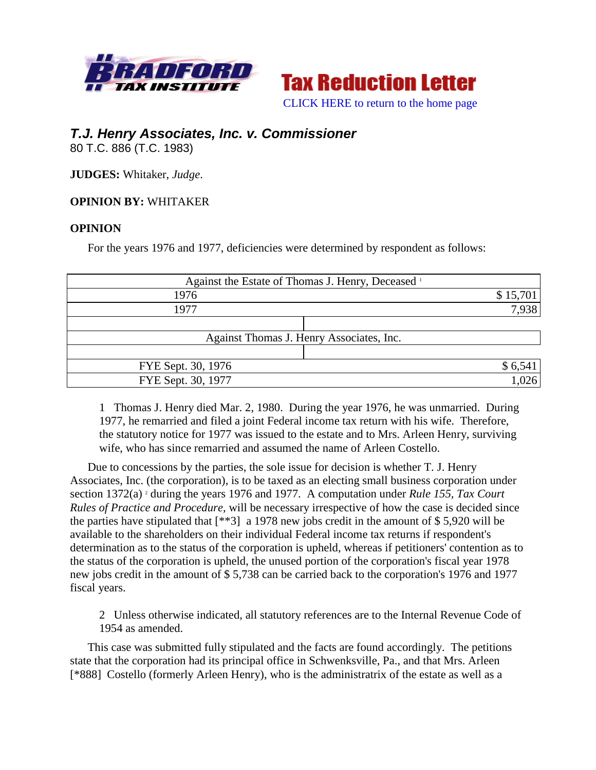Tax Reduction Letter

CLICK HERE to return to the home page

## *T.J. Henry Associates, Inc. v. Commissioner*

80 T.C. 886 (T.C. 1983)

**JUDGES:** Whitaker, *Judge*.

**OPINION BY:** WHITAKER

**OPINION**

For the years 1976 and 1977, deficiencies were determined by respondent as follows:

| Against the Estate of Thomas J. Henry, Deceased [1] | |
|---|---|
| 1976 | $ 15,701 |
| 1977 | 7,938 |
| | |
| Against Thomas J. Henry Associates, Inc. | |
| | |
| FYE Sept. 30, 1976 | $ 6,541 |
| FYE Sept. 30, 1977 | 1,026 |

1 Thomas J. Henry died Mar. 2, 1980. During the year 1976, he was unmarried. During 1977, he remarried and filed a joint Federal income tax return with his wife. Therefore, the statutory notice for 1977 was issued to the estate and to Mrs. Arleen Henry, surviving wife, who has since remarried and assumed the name of Arleen Costello.

Due to concessions by the parties, the sole issue for decision is whether T. J. Henry Associates, Inc. (the corporation), is to be taxed as an electing small business corporation under section 1372(a) [2] during the years 1976 and 1977. A computation under *Rule 155, Tax Court Rules of Practice and Procedure*, will be necessary irrespective of how the case is decided since the parties have stipulated that [**3] a 1978 new jobs credit in the amount of $ 5,920 will be available to the shareholders on their individual Federal income tax returns if respondent's determination as to the status of the corporation is upheld, whereas if petitioners' contention as to the status of the corporation is upheld, the unused portion of the corporation's fiscal year 1978 new jobs credit in the amount of $ 5,738 can be carried back to the corporation's 1976 and 1977 fiscal years.

2 Unless otherwise indicated, all statutory references are to the Internal Revenue Code of 1954 as amended.

This case was submitted fully stipulated and the facts are found accordingly. The petitions state that the corporation had its principal office in Schwenksville, Pa., and that Mrs. Arleen [*888] Costello (formerly Arleen Henry), who is the administratrix of the estate as well as a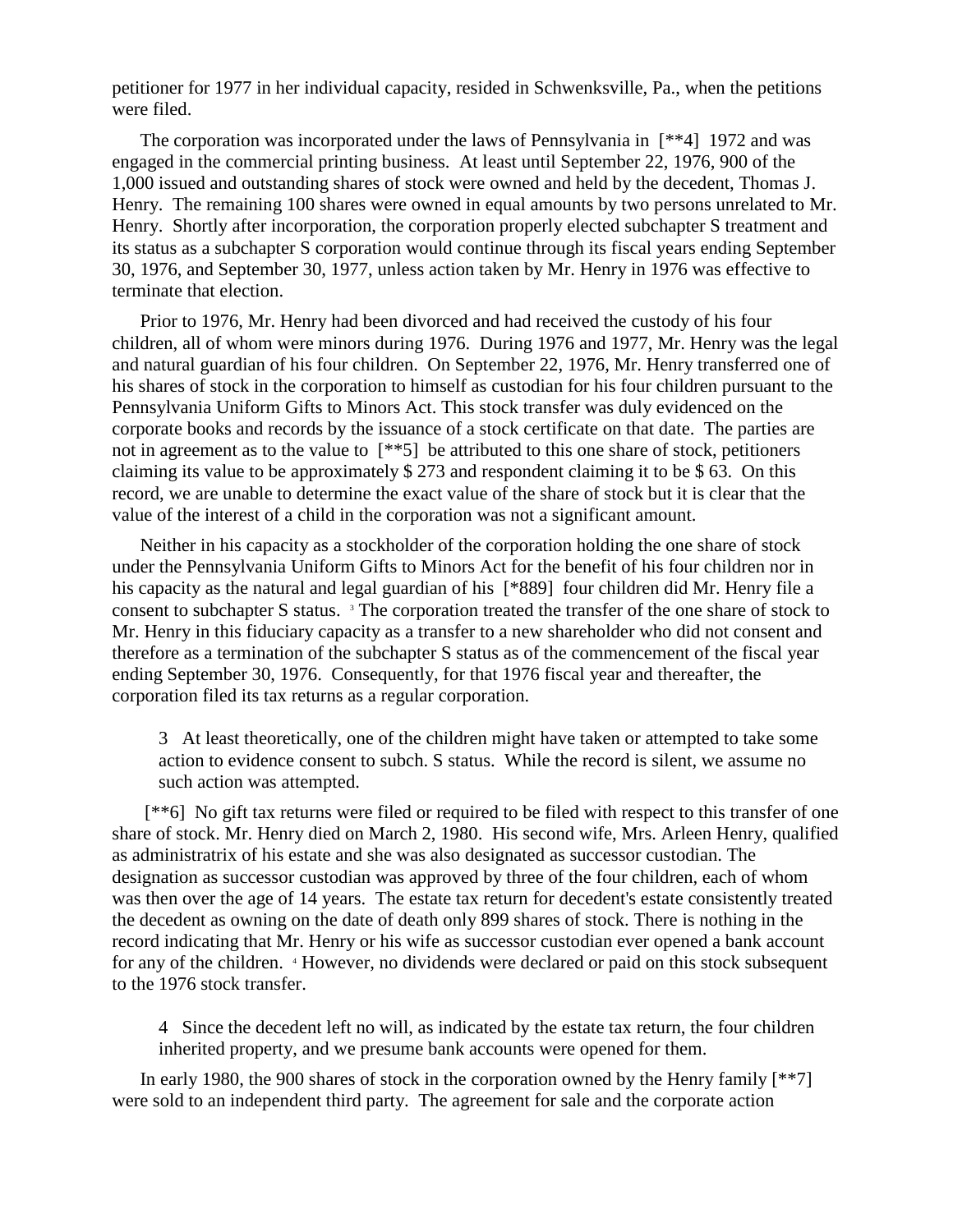petitioner for 1977 in her individual capacity, resided in Schwenksville, Pa., when the petitions were filed.

The corporation was incorporated under the laws of Pennsylvania in [**4] 1972 and was engaged in the commercial printing business. At least until September 22, 1976, 900 of the 1,000 issued and outstanding shares of stock were owned and held by the decedent, Thomas J. Henry. The remaining 100 shares were owned in equal amounts by two persons unrelated to Mr. Henry. Shortly after incorporation, the corporation properly elected subchapter S treatment and its status as a subchapter S corporation would continue through its fiscal years ending September 30, 1976, and September 30, 1977, unless action taken by Mr. Henry in 1976 was effective to terminate that election.

Prior to 1976, Mr. Henry had been divorced and had received the custody of his four children, all of whom were minors during 1976. During 1976 and 1977, Mr. Henry was the legal and natural guardian of his four children. On September 22, 1976, Mr. Henry transferred one of his shares of stock in the corporation to himself as custodian for his four children pursuant to the Pennsylvania Uniform Gifts to Minors Act. This stock transfer was duly evidenced on the corporate books and records by the issuance of a stock certificate on that date. The parties are not in agreement as to the value to [**5] be attributed to this one share of stock, petitioners claiming its value to be approximately $ 273 and respondent claiming it to be $ 63. On this record, we are unable to determine the exact value of the share of stock but it is clear that the value of the interest of a child in the corporation was not a significant amount.

Neither in his capacity as a stockholder of the corporation holding the one share of stock under the Pennsylvania Uniform Gifts to Minors Act for the benefit of his four children nor in his capacity as the natural and legal guardian of his [*889] four children did Mr. Henry file a consent to subchapter S status. [3] The corporation treated the transfer of the one share of stock to Mr. Henry in this fiduciary capacity as a transfer to a new shareholder who did not consent and therefore as a termination of the subchapter S status as of the commencement of the fiscal year ending September 30, 1976. Consequently, for that 1976 fiscal year and thereafter, the corporation filed its tax returns as a regular corporation.

> 3 At least theoretically, one of the children might have taken or attempted to take some action to evidence consent to subch. S status. While the record is silent, we assume no such action was attempted.

[**6] No gift tax returns were filed or required to be filed with respect to this transfer of one share of stock. Mr. Henry died on March 2, 1980. His second wife, Mrs. Arleen Henry, qualified as administratrix of his estate and she was also designated as successor custodian. The designation as successor custodian was approved by three of the four children, each of whom was then over the age of 14 years. The estate tax return for decedent's estate consistently treated the decedent as owning on the date of death only 899 shares of stock. There is nothing in the record indicating that Mr. Henry or his wife as successor custodian ever opened a bank account for any of the children. [4] However, no dividends were declared or paid on this stock subsequent to the 1976 stock transfer.

> 4 Since the decedent left no will, as indicated by the estate tax return, the four children inherited property, and we presume bank accounts were opened for them.

In early 1980, the 900 shares of stock in the corporation owned by the Henry family [**7] were sold to an independent third party. The agreement for sale and the corporate action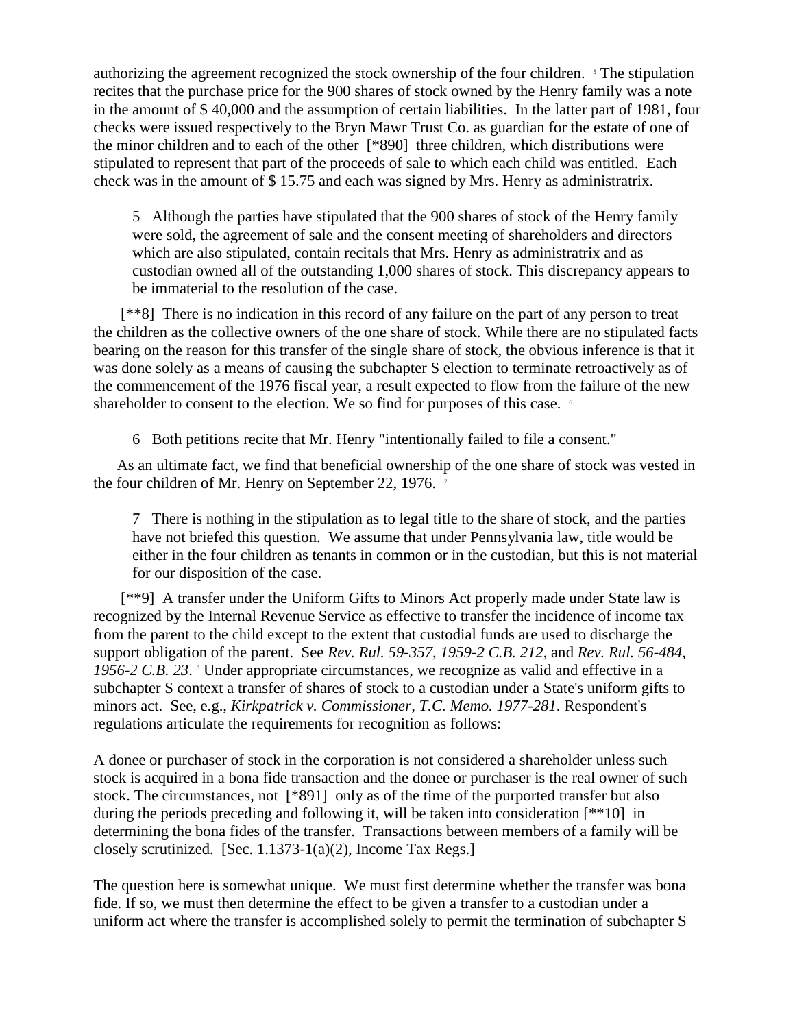authorizing the agreement recognized the stock ownership of the four children. [5] The stipulation recites that the purchase price for the 900 shares of stock owned by the Henry family was a note in the amount of $ 40,000 and the assumption of certain liabilities. In the latter part of 1981, four checks were issued respectively to the Bryn Mawr Trust Co. as guardian for the estate of one of the minor children and to each of the other [*890] three children, which distributions were stipulated to represent that part of the proceeds of sale to which each child was entitled. Each check was in the amount of $ 15.75 and each was signed by Mrs. Henry as administratrix.

> 5 Although the parties have stipulated that the 900 shares of stock of the Henry family were sold, the agreement of sale and the consent meeting of shareholders and directors which are also stipulated, contain recitals that Mrs. Henry as administratrix and as custodian owned all of the outstanding 1,000 shares of stock. This discrepancy appears to be immaterial to the resolution of the case.

[**8] There is no indication in this record of any failure on the part of any person to treat the children as the collective owners of the one share of stock. While there are no stipulated facts bearing on the reason for this transfer of the single share of stock, the obvious inference is that it was done solely as a means of causing the subchapter S election to terminate retroactively as of the commencement of the 1976 fiscal year, a result expected to flow from the failure of the new shareholder to consent to the election. We so find for purposes of this case. [6]

> 6 Both petitions recite that Mr. Henry "intentionally failed to file a consent."

As an ultimate fact, we find that beneficial ownership of the one share of stock was vested in the four children of Mr. Henry on September 22, 1976. [7]

> 7 There is nothing in the stipulation as to legal title to the share of stock, and the parties have not briefed this question. We assume that under Pennsylvania law, title would be either in the four children as tenants in common or in the custodian, but this is not material for our disposition of the case.

[**9] A transfer under the Uniform Gifts to Minors Act properly made under State law is recognized by the Internal Revenue Service as effective to transfer the incidence of income tax from the parent to the child except to the extent that custodial funds are used to discharge the support obligation of the parent. See *Rev. Rul. 59-357, 1959-2 C.B. 212*, and *Rev. Rul. 56-484, 1956-2 C.B. 23*. [8] Under appropriate circumstances, we recognize as valid and effective in a subchapter S context a transfer of shares of stock to a custodian under a State's uniform gifts to minors act. See, e.g., *Kirkpatrick v. Commissioner, T.C. Memo. 1977-281*. Respondent's regulations articulate the requirements for recognition as follows:

A donee or purchaser of stock in the corporation is not considered a shareholder unless such stock is acquired in a bona fide transaction and the donee or purchaser is the real owner of such stock. The circumstances, not [*891] only as of the time of the purported transfer but also during the periods preceding and following it, will be taken into consideration [**10] in determining the bona fides of the transfer. Transactions between members of a family will be closely scrutinized. [Sec. 1.1373-1(a)(2), Income Tax Regs.]

The question here is somewhat unique. We must first determine whether the transfer was bona fide. If so, we must then determine the effect to be given a transfer to a custodian under a uniform act where the transfer is accomplished solely to permit the termination of subchapter S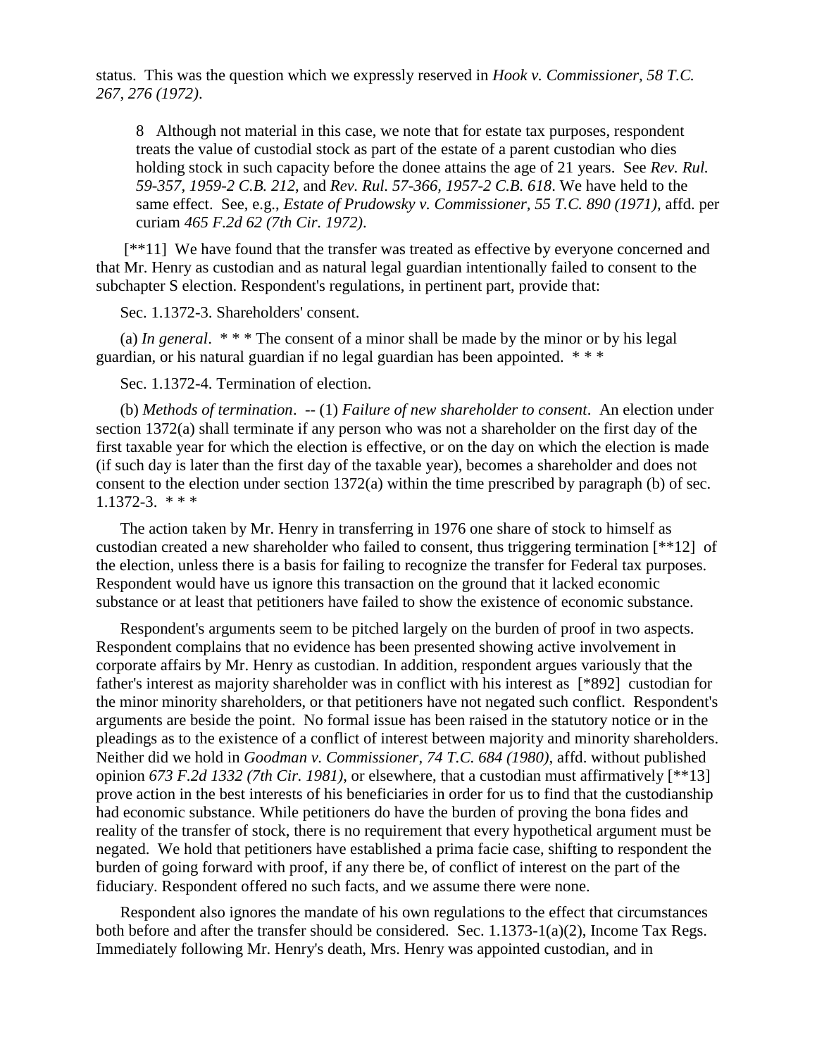status. This was the question which we expressly reserved in *Hook v. Commissioner, 58 T.C. 267, 276 (1972)*.

> 8 Although not material in this case, we note that for estate tax purposes, respondent treats the value of custodial stock as part of the estate of a parent custodian who dies holding stock in such capacity before the donee attains the age of 21 years. See *Rev. Rul. 59-357, 1959-2 C.B. 212*, and *Rev. Rul. 57-366, 1957-2 C.B. 618*. We have held to the same effect. See, e.g., *Estate of Prudowsky v. Commissioner, 55 T.C. 890 (1971)*, affd. per curiam *465 F.2d 62 (7th Cir. 1972)*.

[**11] We have found that the transfer was treated as effective by everyone concerned and that Mr. Henry as custodian and as natural legal guardian intentionally failed to consent to the subchapter S election. Respondent's regulations, in pertinent part, provide that:

> Sec. 1.1372-3. Shareholders' consent.
>
> (a) *In general*. * * * The consent of a minor shall be made by the minor or by his legal guardian, or his natural guardian if no legal guardian has been appointed. * * *
>
> Sec. 1.1372-4. Termination of election.
>
> (b) *Methods of termination*. -- (1) *Failure of new shareholder to consent*. An election under section 1372(a) shall terminate if any person who was not a shareholder on the first day of the first taxable year for which the election is effective, or on the day on which the election is made (if such day is later than the first day of the taxable year), becomes a shareholder and does not consent to the election under section 1372(a) within the time prescribed by paragraph (b) of sec. 1.1372-3. * * *

The action taken by Mr. Henry in transferring in 1976 one share of stock to himself as custodian created a new shareholder who failed to consent, thus triggering termination [**12] of the election, unless there is a basis for failing to recognize the transfer for Federal tax purposes. Respondent would have us ignore this transaction on the ground that it lacked economic substance or at least that petitioners have failed to show the existence of economic substance.

Respondent's arguments seem to be pitched largely on the burden of proof in two aspects. Respondent complains that no evidence has been presented showing active involvement in corporate affairs by Mr. Henry as custodian. In addition, respondent argues variously that the father's interest as majority shareholder was in conflict with his interest as [*892] custodian for the minor minority shareholders, or that petitioners have not negated such conflict. Respondent's arguments are beside the point. No formal issue has been raised in the statutory notice or in the pleadings as to the existence of a conflict of interest between majority and minority shareholders. Neither did we hold in *Goodman v. Commissioner, 74 T.C. 684 (1980)*, affd. without published opinion *673 F.2d 1332 (7th Cir. 1981)*, or elsewhere, that a custodian must affirmatively [**13] prove action in the best interests of his beneficiaries in order for us to find that the custodianship had economic substance. While petitioners do have the burden of proving the bona fides and reality of the transfer of stock, there is no requirement that every hypothetical argument must be negated. We hold that petitioners have established a prima facie case, shifting to respondent the burden of going forward with proof, if any there be, of conflict of interest on the part of the fiduciary. Respondent offered no such facts, and we assume there were none.

Respondent also ignores the mandate of his own regulations to the effect that circumstances both before and after the transfer should be considered. Sec. 1.1373-1(a)(2), Income Tax Regs. Immediately following Mr. Henry's death, Mrs. Henry was appointed custodian, and in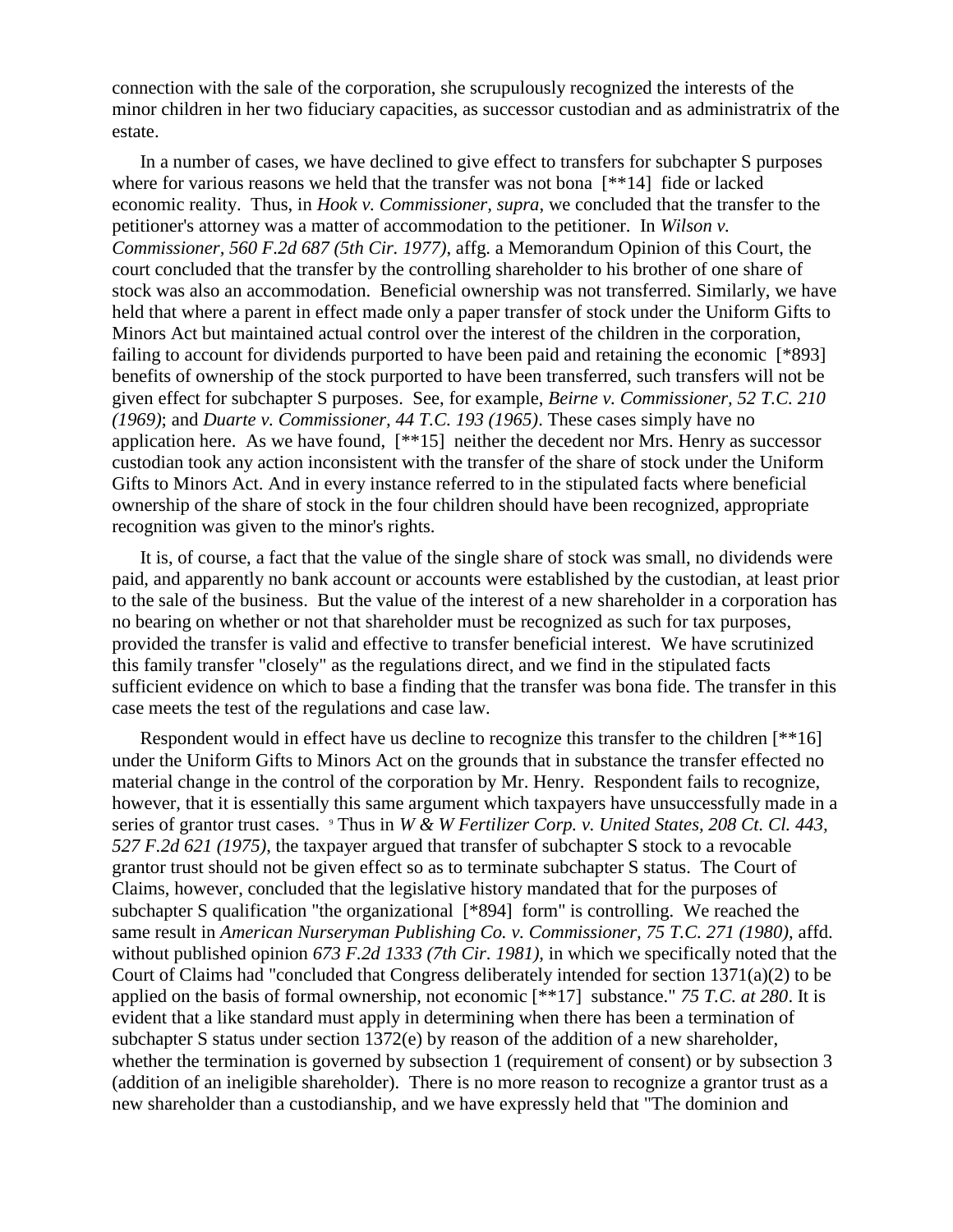connection with the sale of the corporation, she scrupulously recognized the interests of the minor children in her two fiduciary capacities, as successor custodian and as administratrix of the estate.

In a number of cases, we have declined to give effect to transfers for subchapter S purposes where for various reasons we held that the transfer was not bona [**14] fide or lacked economic reality. Thus, in *Hook v. Commissioner, supra*, we concluded that the transfer to the petitioner's attorney was a matter of accommodation to the petitioner. In *Wilson v. Commissioner, 560 F.2d 687 (5th Cir. 1977)*, affg. a Memorandum Opinion of this Court, the court concluded that the transfer by the controlling shareholder to his brother of one share of stock was also an accommodation. Beneficial ownership was not transferred. Similarly, we have held that where a parent in effect made only a paper transfer of stock under the Uniform Gifts to Minors Act but maintained actual control over the interest of the children in the corporation, failing to account for dividends purported to have been paid and retaining the economic [*893] benefits of ownership of the stock purported to have been transferred, such transfers will not be given effect for subchapter S purposes. See, for example, *Beirne v. Commissioner, 52 T.C. 210 (1969)*; and *Duarte v. Commissioner, 44 T.C. 193 (1965)*. These cases simply have no application here. As we have found, [**15] neither the decedent nor Mrs. Henry as successor custodian took any action inconsistent with the transfer of the share of stock under the Uniform Gifts to Minors Act. And in every instance referred to in the stipulated facts where beneficial ownership of the share of stock in the four children should have been recognized, appropriate recognition was given to the minor's rights.

It is, of course, a fact that the value of the single share of stock was small, no dividends were paid, and apparently no bank account or accounts were established by the custodian, at least prior to the sale of the business. But the value of the interest of a new shareholder in a corporation has no bearing on whether or not that shareholder must be recognized as such for tax purposes, provided the transfer is valid and effective to transfer beneficial interest. We have scrutinized this family transfer "closely" as the regulations direct, and we find in the stipulated facts sufficient evidence on which to base a finding that the transfer was bona fide. The transfer in this case meets the test of the regulations and case law.

Respondent would in effect have us decline to recognize this transfer to the children [**16] under the Uniform Gifts to Minors Act on the grounds that in substance the transfer effected no material change in the control of the corporation by Mr. Henry. Respondent fails to recognize, however, that it is essentially this same argument which taxpayers have unsuccessfully made in a series of grantor trust cases. [9] Thus in *W & W Fertilizer Corp. v. United States, 208 Ct. Cl. 443, 527 F.2d 621 (1975)*, the taxpayer argued that transfer of subchapter S stock to a revocable grantor trust should not be given effect so as to terminate subchapter S status. The Court of Claims, however, concluded that the legislative history mandated that for the purposes of subchapter S qualification "the organizational [*894] form" is controlling. We reached the same result in *American Nurseryman Publishing Co. v. Commissioner, 75 T.C. 271 (1980)*, affd. without published opinion *673 F.2d 1333 (7th Cir. 1981)*, in which we specifically noted that the Court of Claims had "concluded that Congress deliberately intended for section 1371(a)(2) to be applied on the basis of formal ownership, not economic [**17] substance." *75 T.C. at 280*. It is evident that a like standard must apply in determining when there has been a termination of subchapter S status under section 1372(e) by reason of the addition of a new shareholder, whether the termination is governed by subsection 1 (requirement of consent) or by subsection 3 (addition of an ineligible shareholder). There is no more reason to recognize a grantor trust as a new shareholder than a custodianship, and we have expressly held that "The dominion and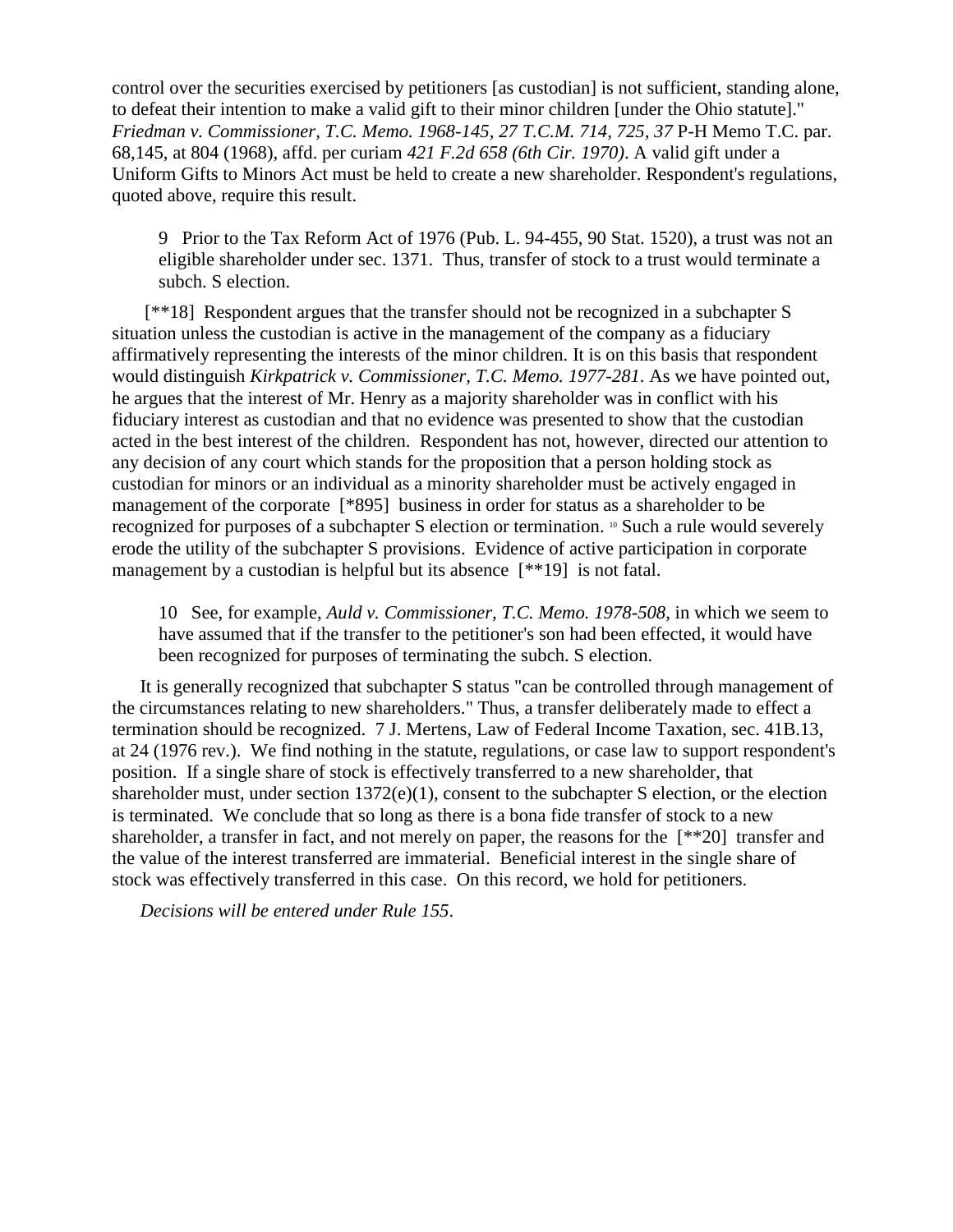control over the securities exercised by petitioners [as custodian] is not sufficient, standing alone, to defeat their intention to make a valid gift to their minor children [under the Ohio statute]." *Friedman v. Commissioner, T.C. Memo. 1968-145, 27 T.C.M. 714, 725, 37* P-H Memo T.C. par. 68,145, at 804 (1968), affd. per curiam *421 F.2d 658 (6th Cir. 1970)*. A valid gift under a Uniform Gifts to Minors Act must be held to create a new shareholder. Respondent's regulations, quoted above, require this result.

> 9 Prior to the Tax Reform Act of 1976 (Pub. L. 94-455, 90 Stat. 1520), a trust was not an eligible shareholder under sec. 1371. Thus, transfer of stock to a trust would terminate a subch. S election.

[**18] Respondent argues that the transfer should not be recognized in a subchapter S situation unless the custodian is active in the management of the company as a fiduciary affirmatively representing the interests of the minor children. It is on this basis that respondent would distinguish *Kirkpatrick v. Commissioner, T.C. Memo. 1977-281*. As we have pointed out, he argues that the interest of Mr. Henry as a majority shareholder was in conflict with his fiduciary interest as custodian and that no evidence was presented to show that the custodian acted in the best interest of the children. Respondent has not, however, directed our attention to any decision of any court which stands for the proposition that a person holding stock as custodian for minors or an individual as a minority shareholder must be actively engaged in management of the corporate [*895] business in order for status as a shareholder to be recognized for purposes of a subchapter S election or termination. [10] Such a rule would severely erode the utility of the subchapter S provisions. Evidence of active participation in corporate management by a custodian is helpful but its absence [**19] is not fatal.

> 10 See, for example, *Auld v. Commissioner, T.C. Memo. 1978-508*, in which we seem to have assumed that if the transfer to the petitioner's son had been effected, it would have been recognized for purposes of terminating the subch. S election.

It is generally recognized that subchapter S status "can be controlled through management of the circumstances relating to new shareholders." Thus, a transfer deliberately made to effect a termination should be recognized. 7 J. Mertens, Law of Federal Income Taxation, sec. 41B.13, at 24 (1976 rev.). We find nothing in the statute, regulations, or case law to support respondent's position. If a single share of stock is effectively transferred to a new shareholder, that shareholder must, under section 1372(e)(1), consent to the subchapter S election, or the election is terminated. We conclude that so long as there is a bona fide transfer of stock to a new shareholder, a transfer in fact, and not merely on paper, the reasons for the [**20] transfer and the value of the interest transferred are immaterial. Beneficial interest in the single share of stock was effectively transferred in this case. On this record, we hold for petitioners.

*Decisions will be entered under Rule 155*.